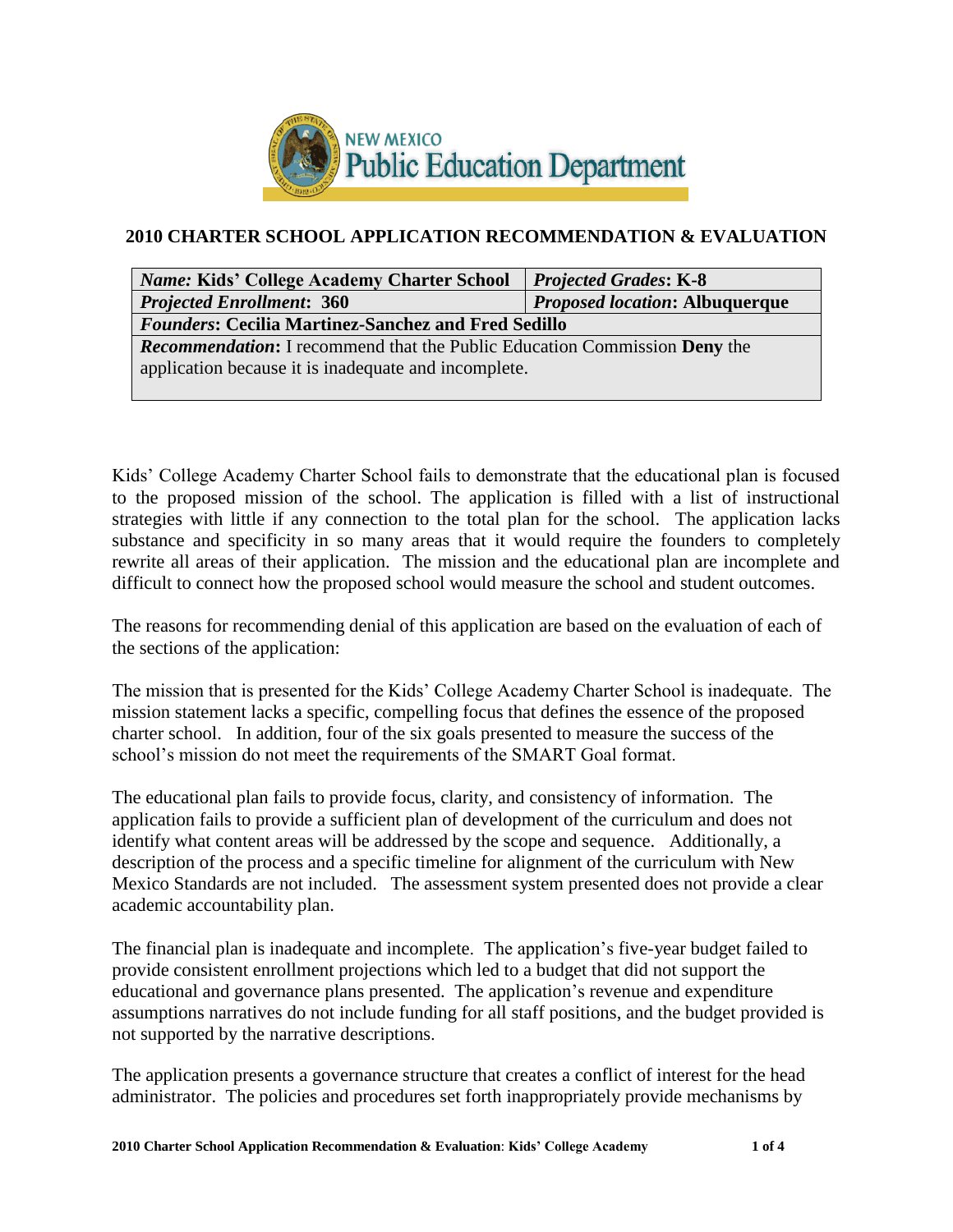## 2010 CHARTER SCHOOL APPLICATION RECOMMENDATION & EVALUATION

| *Name:* **Kids' College Academy Charter School** | ***Projected Grades*: K-8** |
|---|---|
| ***Projected Enrollment*: 360** | ***Proposed location*: Albuquerque** |
| ***Founders*: Cecilia Martinez-Sanchez and Fred Sedillo** | |
| ***Recommendation*:** I recommend that the Public Education Commission **Deny** the application because it is inadequate and incomplete. | |

Kids' College Academy Charter School fails to demonstrate that the educational plan is focused to the proposed mission of the school. The application is filled with a list of instructional strategies with little if any connection to the total plan for the school. The application lacks substance and specificity in so many areas that it would require the founders to completely rewrite all areas of their application. The mission and the educational plan are incomplete and difficult to connect how the proposed school would measure the school and student outcomes.

The reasons for recommending denial of this application are based on the evaluation of each of the sections of the application:

The mission that is presented for the Kids' College Academy Charter School is inadequate. The mission statement lacks a specific, compelling focus that defines the essence of the proposed charter school. In addition, four of the six goals presented to measure the success of the school's mission do not meet the requirements of the SMART Goal format.

The educational plan fails to provide focus, clarity, and consistency of information. The application fails to provide a sufficient plan of development of the curriculum and does not identify what content areas will be addressed by the scope and sequence. Additionally, a description of the process and a specific timeline for alignment of the curriculum with New Mexico Standards are not included. The assessment system presented does not provide a clear academic accountability plan.

The financial plan is inadequate and incomplete. The application's five-year budget failed to provide consistent enrollment projections which led to a budget that did not support the educational and governance plans presented. The application's revenue and expenditure assumptions narratives do not include funding for all staff positions, and the budget provided is not supported by the narrative descriptions.

The application presents a governance structure that creates a conflict of interest for the head administrator. The policies and procedures set forth inappropriately provide mechanisms by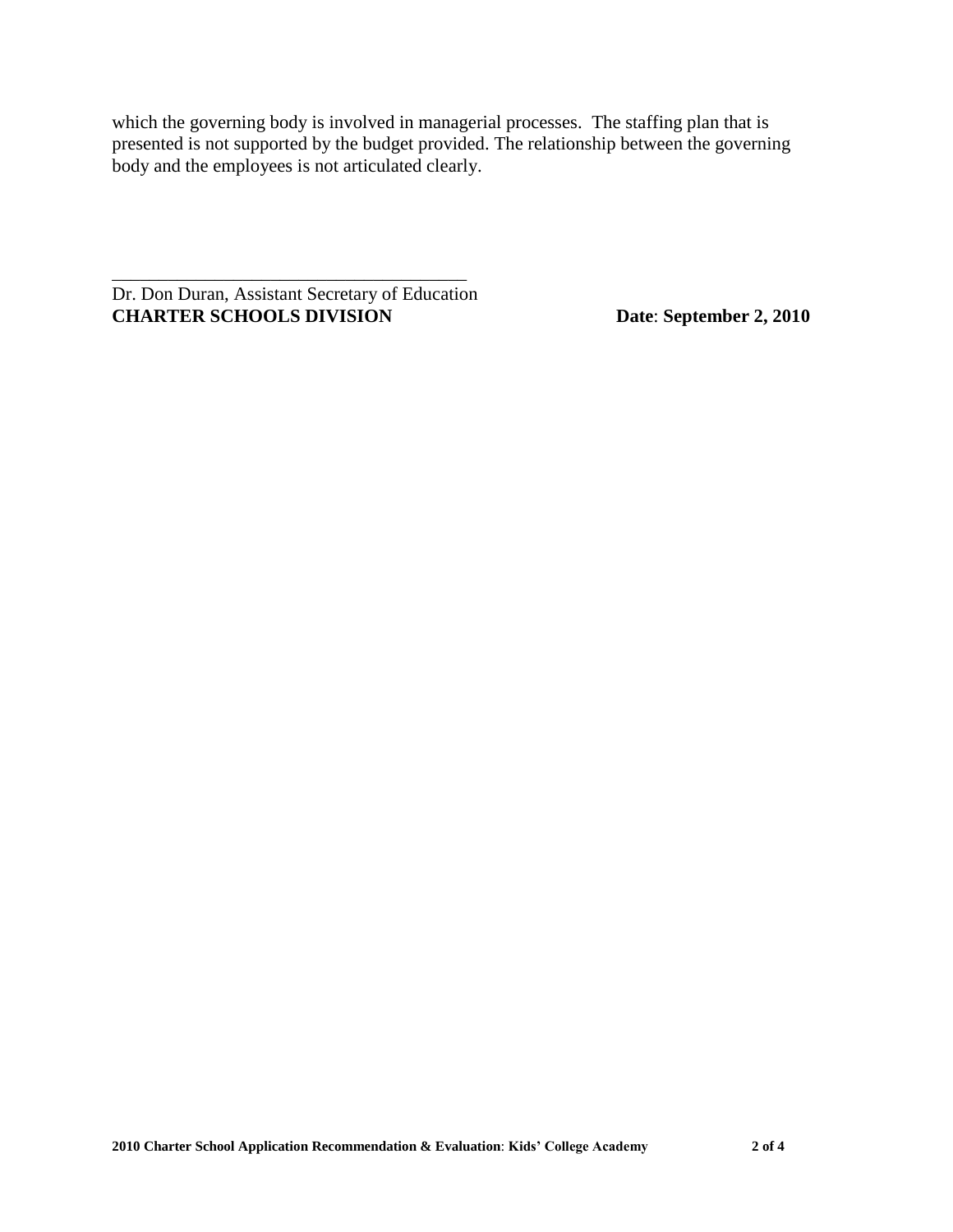which the governing body is involved in managerial processes.  The staffing plan that is presented is not supported by the budget provided. The relationship between the governing body and the employees is not articulated clearly.

\_\_\_\_\_\_\_\_\_\_\_\_\_\_\_\_\_\_\_\_\_\_\_\_\_\_\_\_\_\_\_\_\_\_\_\_\_\_\_\_

Dr. Don Duran, Assistant Secretary of Education
**CHARTER SCHOOLS DIVISION** **Date**: **September 2, 2010**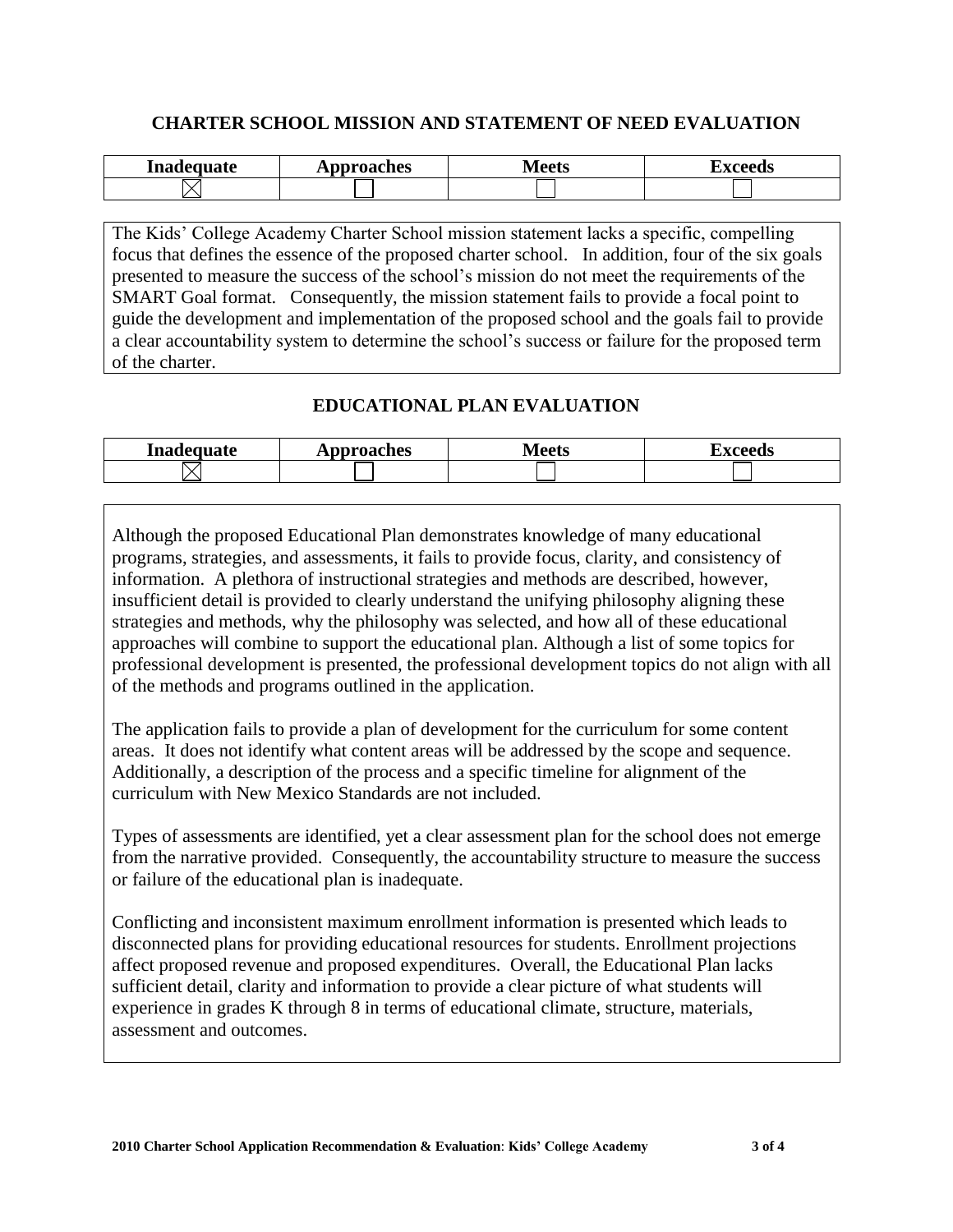## CHARTER SCHOOL MISSION AND STATEMENT OF NEED EVALUATION

| Inadequate | Approaches | Meets | Exceeds |
|---|---|---|---|
| ☒ | ☐ | ☐ | ☐ |

The Kids' College Academy Charter School mission statement lacks a specific, compelling focus that defines the essence of the proposed charter school. In addition, four of the six goals presented to measure the success of the school's mission do not meet the requirements of the SMART Goal format. Consequently, the mission statement fails to provide a focal point to guide the development and implementation of the proposed school and the goals fail to provide a clear accountability system to determine the school's success or failure for the proposed term of the charter.

## EDUCATIONAL PLAN EVALUATION

| Inadequate | Approaches | Meets | Exceeds |
|---|---|---|---|
| ☒ | ☐ | ☐ | ☐ |

Although the proposed Educational Plan demonstrates knowledge of many educational programs, strategies, and assessments, it fails to provide focus, clarity, and consistency of information. A plethora of instructional strategies and methods are described, however, insufficient detail is provided to clearly understand the unifying philosophy aligning these strategies and methods, why the philosophy was selected, and how all of these educational approaches will combine to support the educational plan. Although a list of some topics for professional development is presented, the professional development topics do not align with all of the methods and programs outlined in the application.

The application fails to provide a plan of development for the curriculum for some content areas. It does not identify what content areas will be addressed by the scope and sequence. Additionally, a description of the process and a specific timeline for alignment of the curriculum with New Mexico Standards are not included.

Types of assessments are identified, yet a clear assessment plan for the school does not emerge from the narrative provided. Consequently, the accountability structure to measure the success or failure of the educational plan is inadequate.

Conflicting and inconsistent maximum enrollment information is presented which leads to disconnected plans for providing educational resources for students. Enrollment projections affect proposed revenue and proposed expenditures. Overall, the Educational Plan lacks sufficient detail, clarity and information to provide a clear picture of what students will experience in grades K through 8 in terms of educational climate, structure, materials, assessment and outcomes.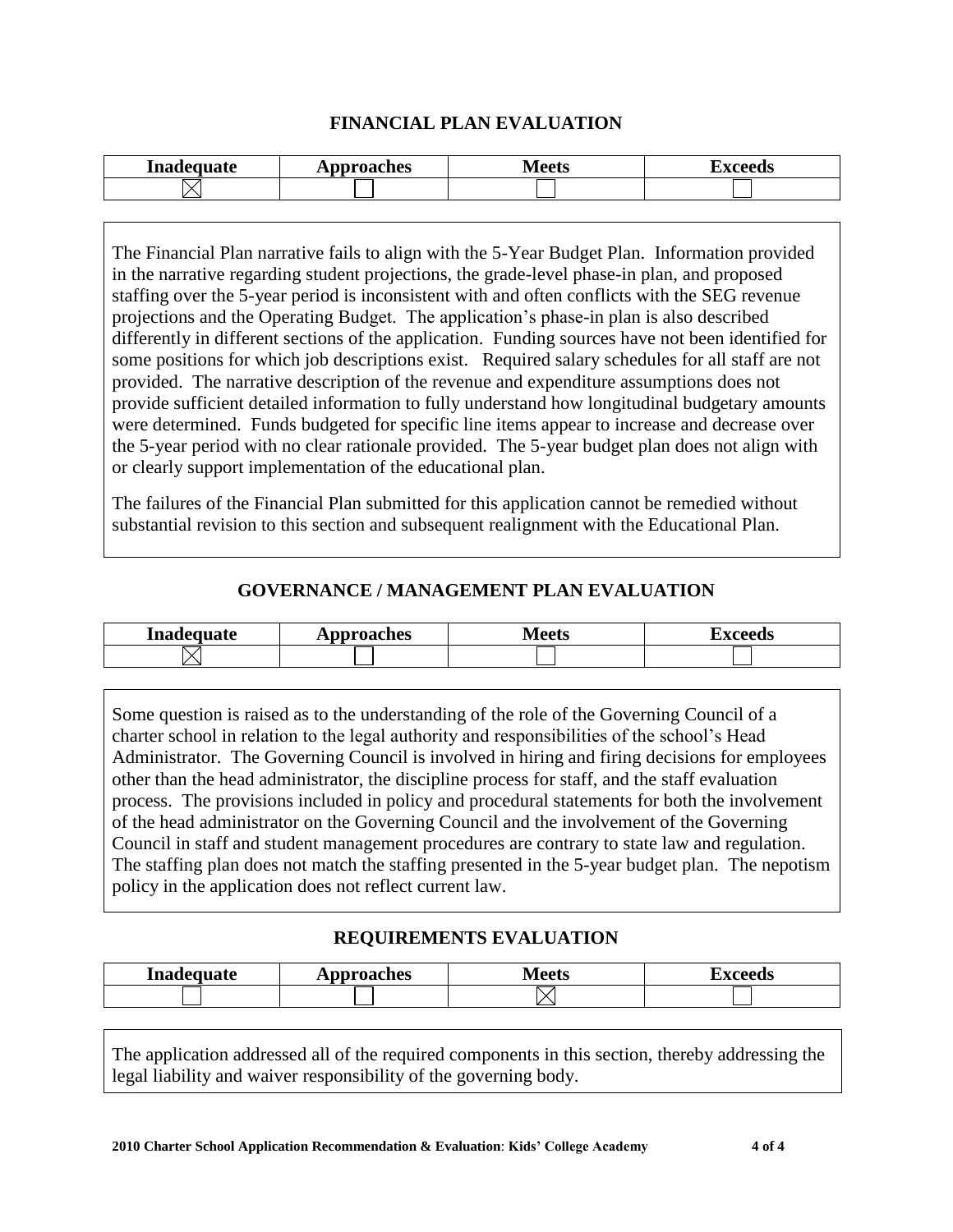## FINANCIAL PLAN EVALUATION

| Inadequate | Approaches | Meets | Exceeds |
|---|---|---|---|
| ☒ | ☐ | ☐ | ☐ |

The Financial Plan narrative fails to align with the 5-Year Budget Plan. Information provided in the narrative regarding student projections, the grade-level phase-in plan, and proposed staffing over the 5-year period is inconsistent with and often conflicts with the SEG revenue projections and the Operating Budget. The application's phase-in plan is also described differently in different sections of the application. Funding sources have not been identified for some positions for which job descriptions exist. Required salary schedules for all staff are not provided. The narrative description of the revenue and expenditure assumptions does not provide sufficient detailed information to fully understand how longitudinal budgetary amounts were determined. Funds budgeted for specific line items appear to increase and decrease over the 5-year period with no clear rationale provided. The 5-year budget plan does not align with or clearly support implementation of the educational plan.

The failures of the Financial Plan submitted for this application cannot be remedied without substantial revision to this section and subsequent realignment with the Educational Plan.

## GOVERNANCE / MANAGEMENT PLAN EVALUATION

| Inadequate | Approaches | Meets | Exceeds |
|---|---|---|---|
| ☒ | ☐ | ☐ | ☐ |

Some question is raised as to the understanding of the role of the Governing Council of a charter school in relation to the legal authority and responsibilities of the school's Head Administrator. The Governing Council is involved in hiring and firing decisions for employees other than the head administrator, the discipline process for staff, and the staff evaluation process. The provisions included in policy and procedural statements for both the involvement of the head administrator on the Governing Council and the involvement of the Governing Council in staff and student management procedures are contrary to state law and regulation. The staffing plan does not match the staffing presented in the 5-year budget plan. The nepotism policy in the application does not reflect current law.

## REQUIREMENTS EVALUATION

| Inadequate | Approaches | Meets | Exceeds |
|---|---|---|---|
| ☐ | ☐ | ☒ | ☐ |

The application addressed all of the required components in this section, thereby addressing the legal liability and waiver responsibility of the governing body.